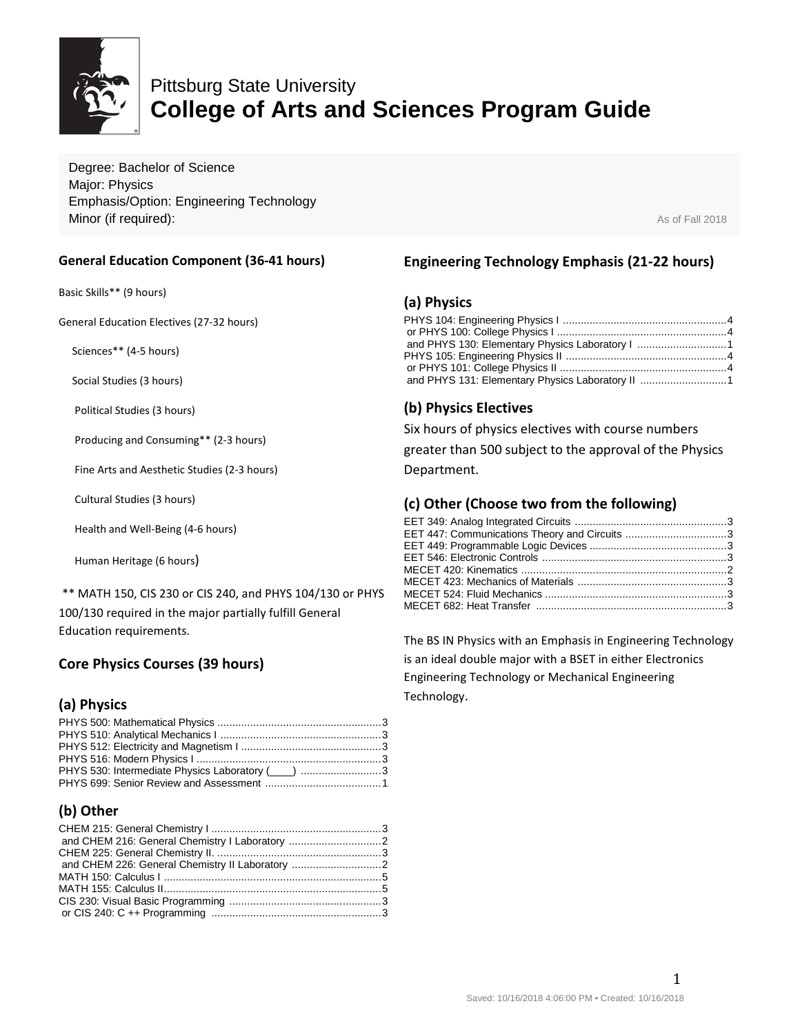Pittsburg State University

# College of Arts and Sciences Program Guide

Degree: Bachelor of Science
Major: Physics
Emphasis/Option: Engineering Technology
Minor (if required):

As of Fall 2018

## General Education Component (36-41 hours)

Basic Skills** (9 hours)

General Education Electives (27-32 hours)

- Sciences** (4-5 hours)
- Social Studies (3 hours)
  - Political Studies (3 hours)
  - Producing and Consuming** (2-3 hours)
  - Fine Arts and Aesthetic Studies (2-3 hours)
  - Cultural Studies (3 hours)
  - Health and Well-Being (4-6 hours)
  - Human Heritage (6 hours)

** MATH 150, CIS 230 or CIS 240, and PHYS 104/130 or PHYS 100/130 required in the major partially fulfill General Education requirements.

## Core Physics Courses (39 hours)

### (a) Physics

PHYS 500: Mathematical Physics .......................................................3
PHYS 510: Analytical Mechanics I ......................................................3
PHYS 512: Electricity and Magnetism I ...............................................3
PHYS 516: Modern Physics I ..............................................................3
PHYS 530: Intermediate Physics Laboratory (____) ...........................3
PHYS 699: Senior Review and Assessment .......................................1

### (b) Other

CHEM 215: General Chemistry I .........................................................3
and CHEM 216: General Chemistry I Laboratory ...............................2
CHEM 225: General Chemistry II. .......................................................3
and CHEM 226: General Chemistry II Laboratory ..............................2
MATH 150: Calculus I .........................................................................5
MATH 155: Calculus II.........................................................................5
CIS 230: Visual Basic Programming ...................................................3
or CIS 240: C ++ Programming .........................................................3

## Engineering Technology Emphasis (21-22 hours)

### (a) Physics

PHYS 104: Engineering Physics I .......................................................4
or PHYS 100: College Physics I .........................................................4
and PHYS 130: Elementary Physics Laboratory I ..............................1
PHYS 105: Engineering Physics II ......................................................4
or PHYS 101: College Physics II ........................................................4
and PHYS 131: Elementary Physics Laboratory II .............................1

### (b) Physics Electives

Six hours of physics electives with course numbers greater than 500 subject to the approval of the Physics Department.

### (c) Other (Choose two from the following)

EET 349: Analog Integrated Circuits ...................................................3
EET 447: Communications Theory and Circuits ..................................3
EET 449: Programmable Logic Devices ..............................................3
EET 546: Electronic Controls ..............................................................3
MECET 420: Kinematics .....................................................................2
MECET 423: Mechanics of Materials ..................................................3
MECET 524: Fluid Mechanics .............................................................3
MECET 682: Heat Transfer .................................................................3

The BS IN Physics with an Emphasis in Engineering Technology is an ideal double major with a BSET in either Electronics Engineering Technology or Mechanical Engineering Technology.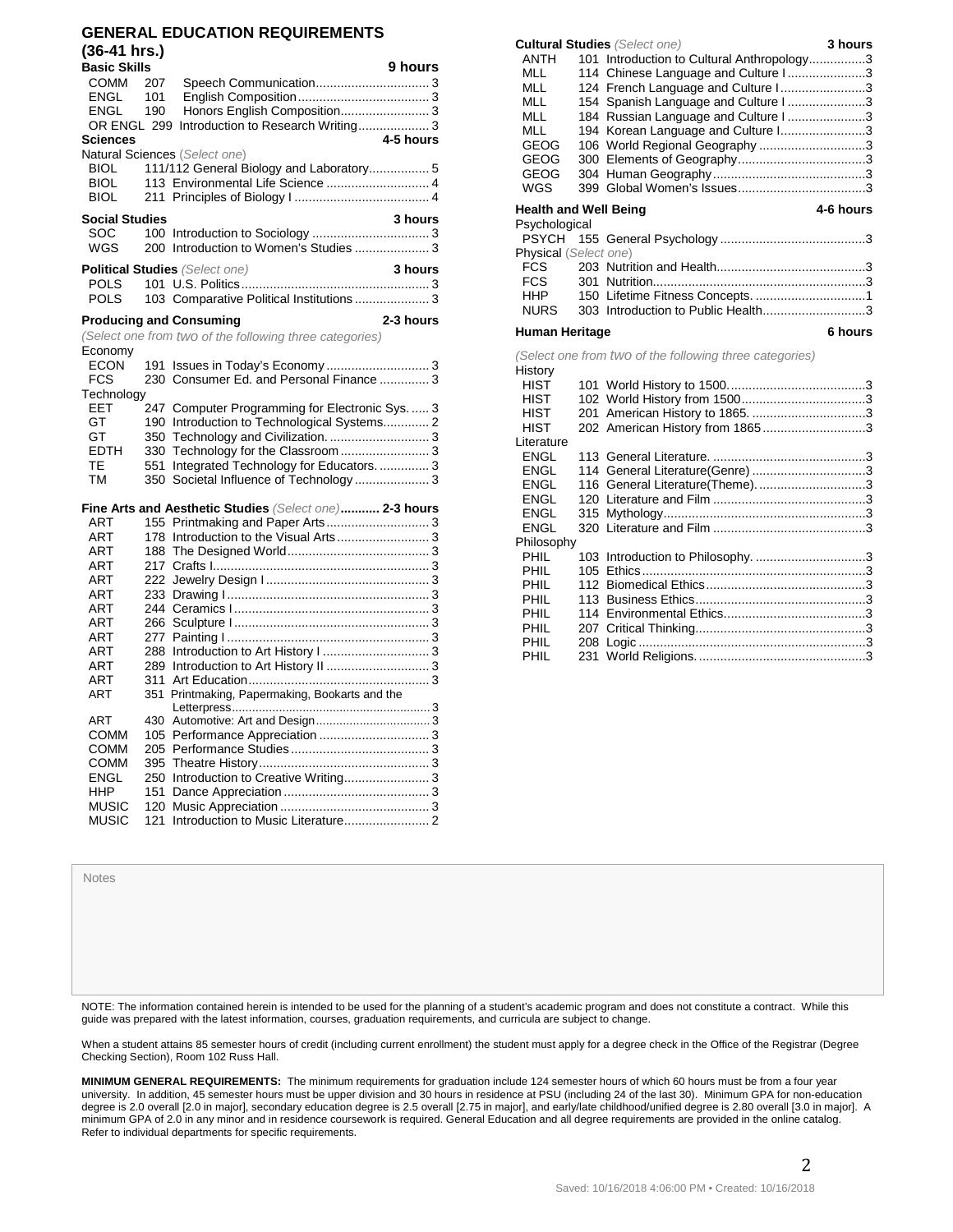# GENERAL EDUCATION REQUIREMENTS

## (36-41 hrs.)

**Basic Skills** **9 hours**

| | | | |
|---|---|---|---|
| COMM | 207 | Speech Communication | 3 |
| ENGL | 101 | English Composition | 3 |
| ENGL | 190 | Honors English Composition | 3 |
| OR ENGL | 299 | Introduction to Research Writing | 3 |

**Sciences** **4-5 hours**

Natural Sciences *(Select one)*

| | | | |
|---|---|---|---|
| BIOL | 111/112 | General Biology and Laboratory | 5 |
| BIOL | 113 | Environmental Life Science | 4 |
| BIOL | 211 | Principles of Biology I | 4 |

**Social Studies** **3 hours**

| | | | |
|---|---|---|---|
| SOC | 100 | Introduction to Sociology | 3 |
| WGS | 200 | Introduction to Women's Studies | 3 |

**Political Studies** *(Select one)* **3 hours**

| | | | |
|---|---|---|---|
| POLS | 101 | U.S. Politics | 3 |
| POLS | 103 | Comparative Political Institutions | 3 |

**Producing and Consuming** **2-3 hours**

*(Select one from two of the following three categories)*

Economy

| | | | |
|---|---|---|---|
| ECON | 191 | Issues in Today's Economy | 3 |
| FCS | 230 | Consumer Ed. and Personal Finance | 3 |

Technology

| | | | |
|---|---|---|---|
| EET | 247 | Computer Programming for Electronic Sys. | 3 |
| GT | 190 | Introduction to Technological Systems | 2 |
| GT | 350 | Technology and Civilization. | 3 |
| EDTH | 330 | Technology for the Classroom | 3 |
| TE | 551 | Integrated Technology for Educators. | 3 |
| TM | 350 | Societal Influence of Technology | 3 |

**Fine Arts and Aesthetic Studies** *(Select one)* **2-3 hours**

| | | | |
|---|---|---|---|
| ART | 155 | Printmaking and Paper Arts | 3 |
| ART | 178 | Introduction to the Visual Arts | 3 |
| ART | 188 | The Designed World | 3 |
| ART | 217 | Crafts I | 3 |
| ART | 222 | Jewelry Design I | 3 |
| ART | 233 | Drawing I | 3 |
| ART | 244 | Ceramics I | 3 |
| ART | 266 | Sculpture I | 3 |
| ART | 277 | Painting I | 3 |
| ART | 288 | Introduction to Art History I | 3 |
| ART | 289 | Introduction to Art History II | 3 |
| ART | 311 | Art Education | 3 |
| ART | 351 | Printmaking, Papermaking, Bookarts and the Letterpress | 3 |
| ART | 430 | Automotive: Art and Design | 3 |
| COMM | 105 | Performance Appreciation | 3 |
| COMM | 205 | Performance Studies | 3 |
| COMM | 395 | Theatre History | 3 |
| ENGL | 250 | Introduction to Creative Writing | 3 |
| HHP | 151 | Dance Appreciation | 3 |
| MUSIC | 120 | Music Appreciation | 3 |
| MUSIC | 121 | Introduction to Music Literature | 2 |

**Cultural Studies** *(Select one)* **3 hours**

| | | | |
|---|---|---|---|
| ANTH | 101 | Introduction to Cultural Anthropology | 3 |
| MLL | 114 | Chinese Language and Culture I | 3 |
| MLL | 124 | French Language and Culture I | 3 |
| MLL | 154 | Spanish Language and Culture I | 3 |
| MLL | 184 | Russian Language and Culture I | 3 |
| MLL | 194 | Korean Language and Culture I | 3 |
| GEOG | 106 | World Regional Geography | 3 |
| GEOG | 300 | Elements of Geography | 3 |
| GEOG | 304 | Human Geography | 3 |
| WGS | 399 | Global Women's Issues | 3 |

**Health and Well Being** **4-6 hours**

Psychological

| | | | |
|---|---|---|---|
| PSYCH | 155 | General Psychology | 3 |

Physical *(Select one)*

| | | | |
|---|---|---|---|
| FCS | 203 | Nutrition and Health | 3 |
| FCS | 301 | Nutrition | 3 |
| HHP | 150 | Lifetime Fitness Concepts. | 1 |
| NURS | 303 | Introduction to Public Health | 3 |

**Human Heritage** **6 hours**

*(Select one from two of the following three categories)*

History

| | | | |
|---|---|---|---|
| HIST | 101 | World History to 1500. | 3 |
| HIST | 102 | World History from 1500 | 3 |
| HIST | 201 | American History to 1865. | 3 |
| HIST | 202 | American History from 1865 | 3 |

Literature

| | | | |
|---|---|---|---|
| ENGL | 113 | General Literature. | 3 |
| ENGL | 114 | General Literature(Genre) | 3 |
| ENGL | 116 | General Literature(Theme). | 3 |
| ENGL | 120 | Literature and Film | 3 |
| ENGL | 315 | Mythology | 3 |
| ENGL | 320 | Literature and Film | 3 |

Philosophy

| | | | |
|---|---|---|---|
| PHIL | 103 | Introduction to Philosophy. | 3 |
| PHIL | 105 | Ethics | 3 |
| PHIL | 112 | Biomedical Ethics | 3 |
| PHIL | 113 | Business Ethics | 3 |
| PHIL | 114 | Environmental Ethics | 3 |
| PHIL | 207 | Critical Thinking | 3 |
| PHIL | 208 | Logic | 3 |
| PHIL | 231 | World Religions. | 3 |

Notes

NOTE: The information contained herein is intended to be used for the planning of a student's academic program and does not constitute a contract. While this guide was prepared with the latest information, courses, graduation requirements, and curricula are subject to change.

When a student attains 85 semester hours of credit (including current enrollment) the student must apply for a degree check in the Office of the Registrar (Degree Checking Section), Room 102 Russ Hall.

**MINIMUM GENERAL REQUIREMENTS:** The minimum requirements for graduation include 124 semester hours of which 60 hours must be from a four year university. In addition, 45 semester hours must be upper division and 30 hours in residence at PSU (including 24 of the last 30). Minimum GPA for non-education degree is 2.0 overall [2.0 in major], secondary education degree is 2.5 overall [2.75 in major], and early/late childhood/unified degree is 2.80 overall [3.0 in major]. A minimum GPA of 2.0 in any minor and in residence coursework is required. General Education and all degree requirements are provided in the online catalog. Refer to individual departments for specific requirements.

Saved: 10/16/2018 4:06:00 PM • Created: 10/16/2018